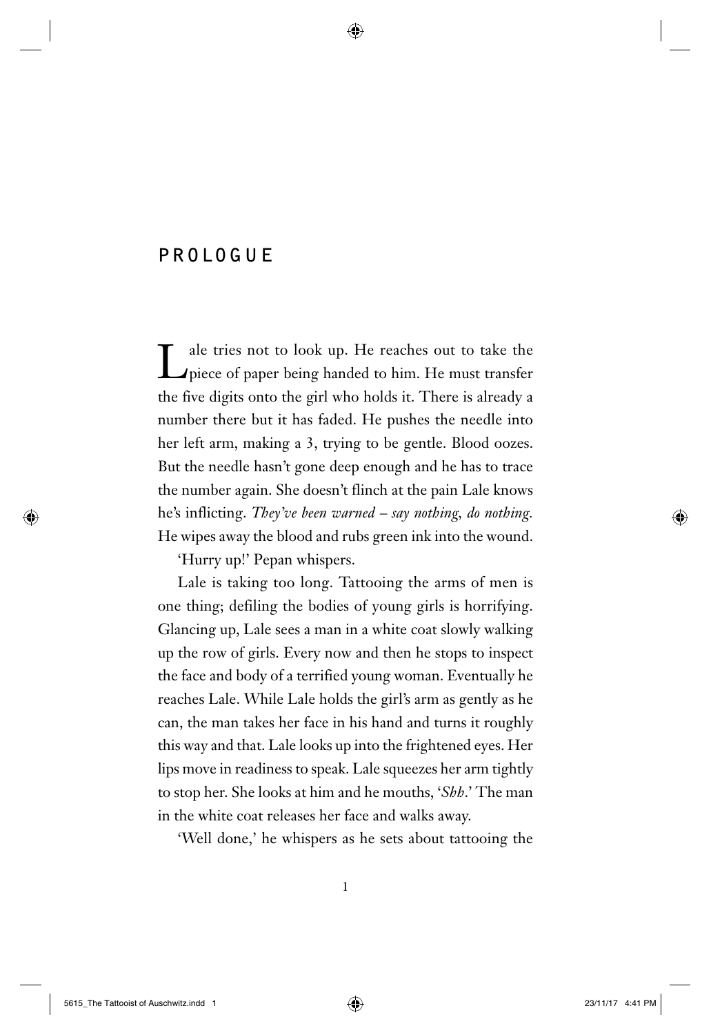# PROLOGUE

Lale tries not to look up. He reaches out to take the piece of paper being handed to him. He must transfer the five digits onto the girl who holds it. There is already a number there but it has faded. He pushes the needle into her left arm, making a 3, trying to be gentle. Blood oozes. But the needle hasn't gone deep enough and he has to trace the number again. She doesn't flinch at the pain Lale knows he's inflicting. *They've been warned – say nothing, do nothing.* He wipes away the blood and rubs green ink into the wound.

'Hurry up!' Pepan whispers.

Lale is taking too long. Tattooing the arms of men is one thing; defiling the bodies of young girls is horrifying. Glancing up, Lale sees a man in a white coat slowly walking up the row of girls. Every now and then he stops to inspect the face and body of a terrified young woman. Eventually he reaches Lale. While Lale holds the girl's arm as gently as he can, the man takes her face in his hand and turns it roughly this way and that. Lale looks up into the frightened eyes. Her lips move in readiness to speak. Lale squeezes her arm tightly to stop her. She looks at him and he mouths, '*Shh*.' The man in the white coat releases her face and walks away.

'Well done,' he whispers as he sets about tattooing the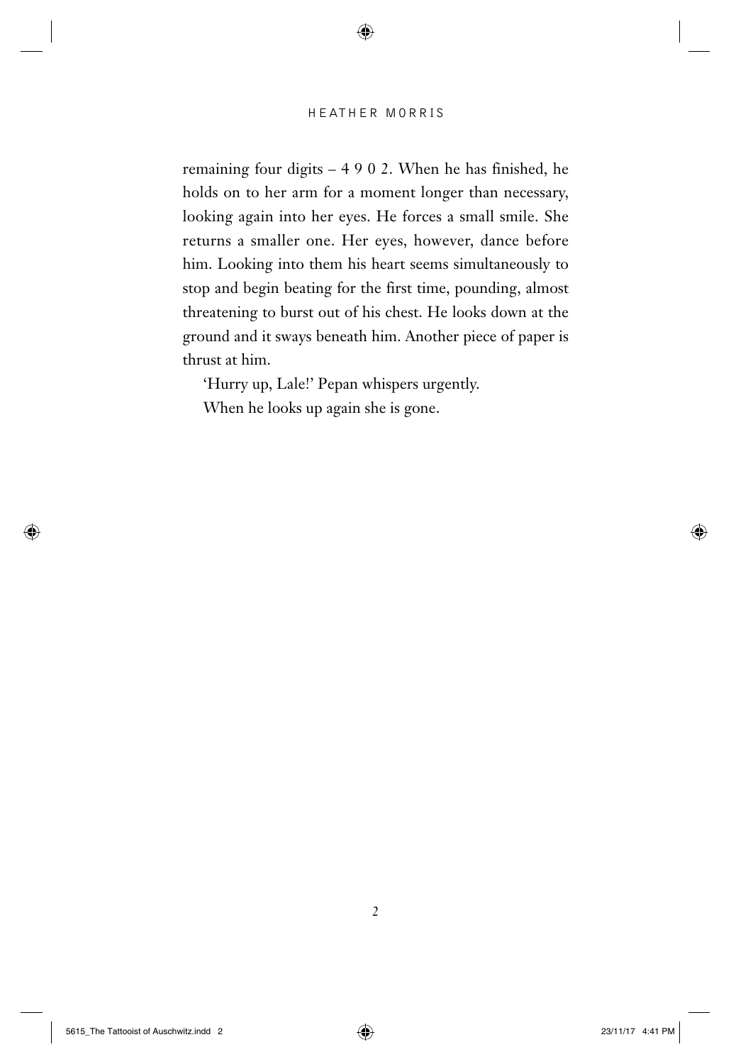remaining four digits – 4 9 0 2. When he has finished, he holds on to her arm for a moment longer than necessary, looking again into her eyes. He forces a small smile. She returns a smaller one. Her eyes, however, dance before him. Looking into them his heart seems simultaneously to stop and begin beating for the first time, pounding, almost threatening to burst out of his chest. He looks down at the ground and it sways beneath him. Another piece of paper is thrust at him.

'Hurry up, Lale!' Pepan whispers urgently.

When he looks up again she is gone.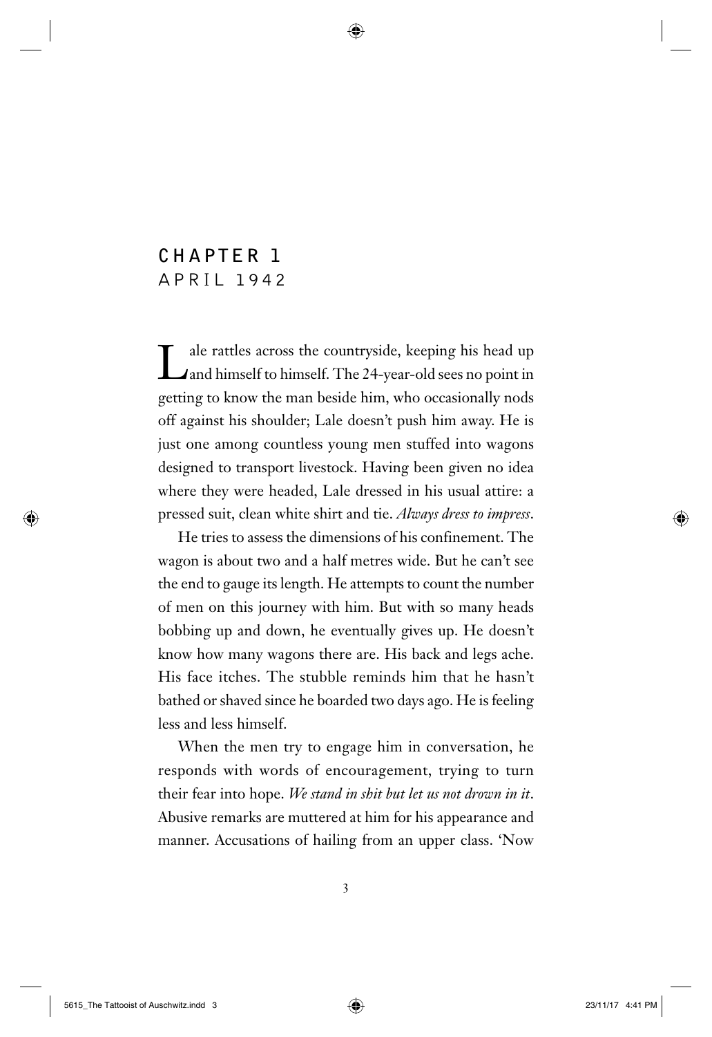# CHAPTER 1
## APRIL 1942

Lale rattles across the countryside, keeping his head up and himself to himself. The 24-year-old sees no point in getting to know the man beside him, who occasionally nods off against his shoulder; Lale doesn't push him away. He is just one among countless young men stuffed into wagons designed to transport livestock. Having been given no idea where they were headed, Lale dressed in his usual attire: a pressed suit, clean white shirt and tie. *Always dress to impress*.

He tries to assess the dimensions of his confinement. The wagon is about two and a half metres wide. But he can't see the end to gauge its length. He attempts to count the number of men on this journey with him. But with so many heads bobbing up and down, he eventually gives up. He doesn't know how many wagons there are. His back and legs ache. His face itches. The stubble reminds him that he hasn't bathed or shaved since he boarded two days ago. He is feeling less and less himself.

When the men try to engage him in conversation, he responds with words of encouragement, trying to turn their fear into hope. *We stand in shit but let us not drown in it*. Abusive remarks are muttered at him for his appearance and manner. Accusations of hailing from an upper class. 'Now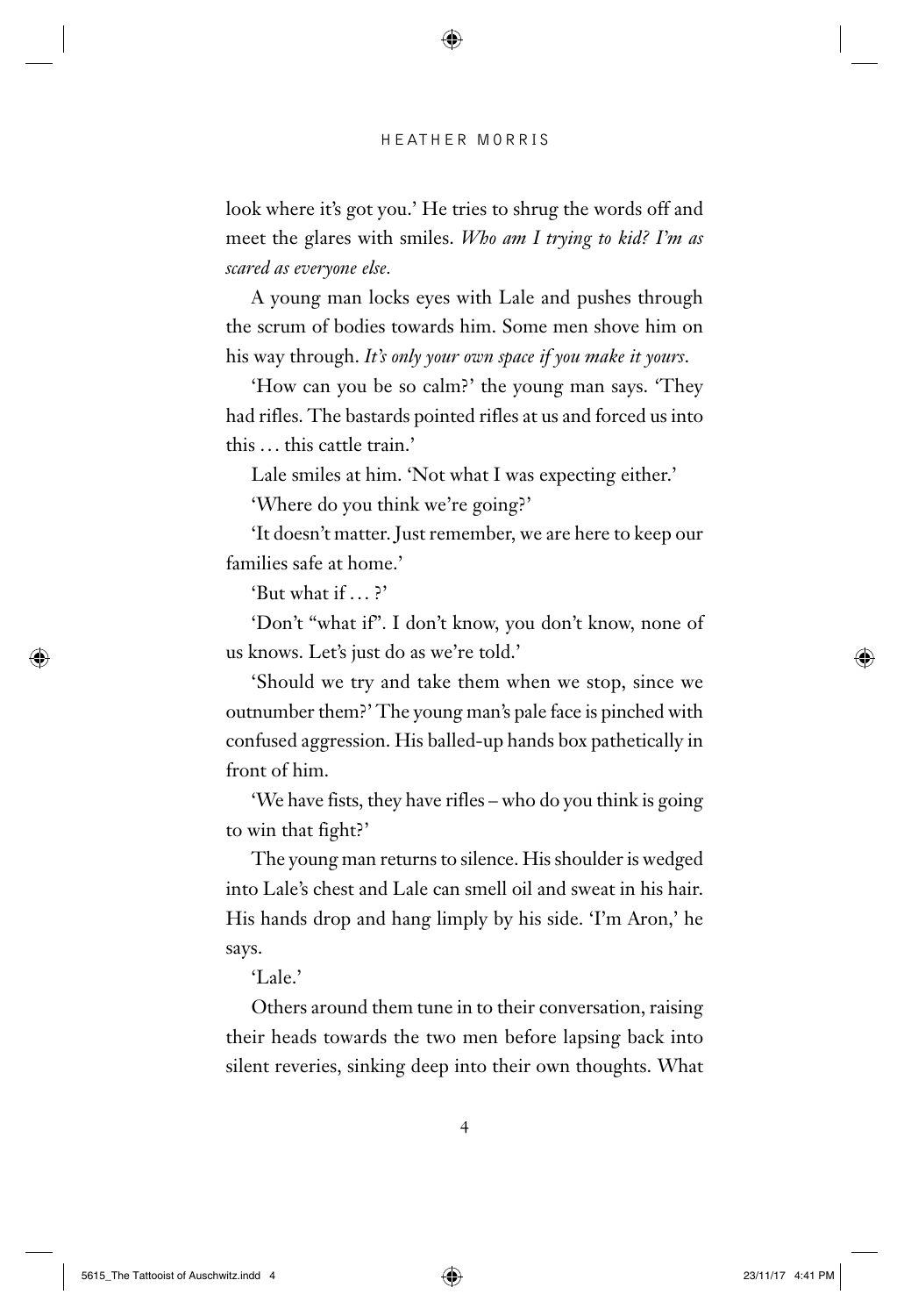look where it's got you.' He tries to shrug the words off and meet the glares with smiles. *Who am I trying to kid? I'm as scared as everyone else.*

A young man locks eyes with Lale and pushes through the scrum of bodies towards him. Some men shove him on his way through. *It's only your own space if you make it yours.*

'How can you be so calm?' the young man says. 'They had rifles. The bastards pointed rifles at us and forced us into this … this cattle train.'

Lale smiles at him. 'Not what I was expecting either.'

'Where do you think we're going?'

'It doesn't matter. Just remember, we are here to keep our families safe at home.'

'But what if … ?'

'Don't "what if". I don't know, you don't know, none of us knows. Let's just do as we're told.'

'Should we try and take them when we stop, since we outnumber them?' The young man's pale face is pinched with confused aggression. His balled-up hands box pathetically in front of him.

'We have fists, they have rifles – who do you think is going to win that fight?'

The young man returns to silence. His shoulder is wedged into Lale's chest and Lale can smell oil and sweat in his hair. His hands drop and hang limply by his side. 'I'm Aron,' he says.

'Lale.'

Others around them tune in to their conversation, raising their heads towards the two men before lapsing back into silent reveries, sinking deep into their own thoughts. What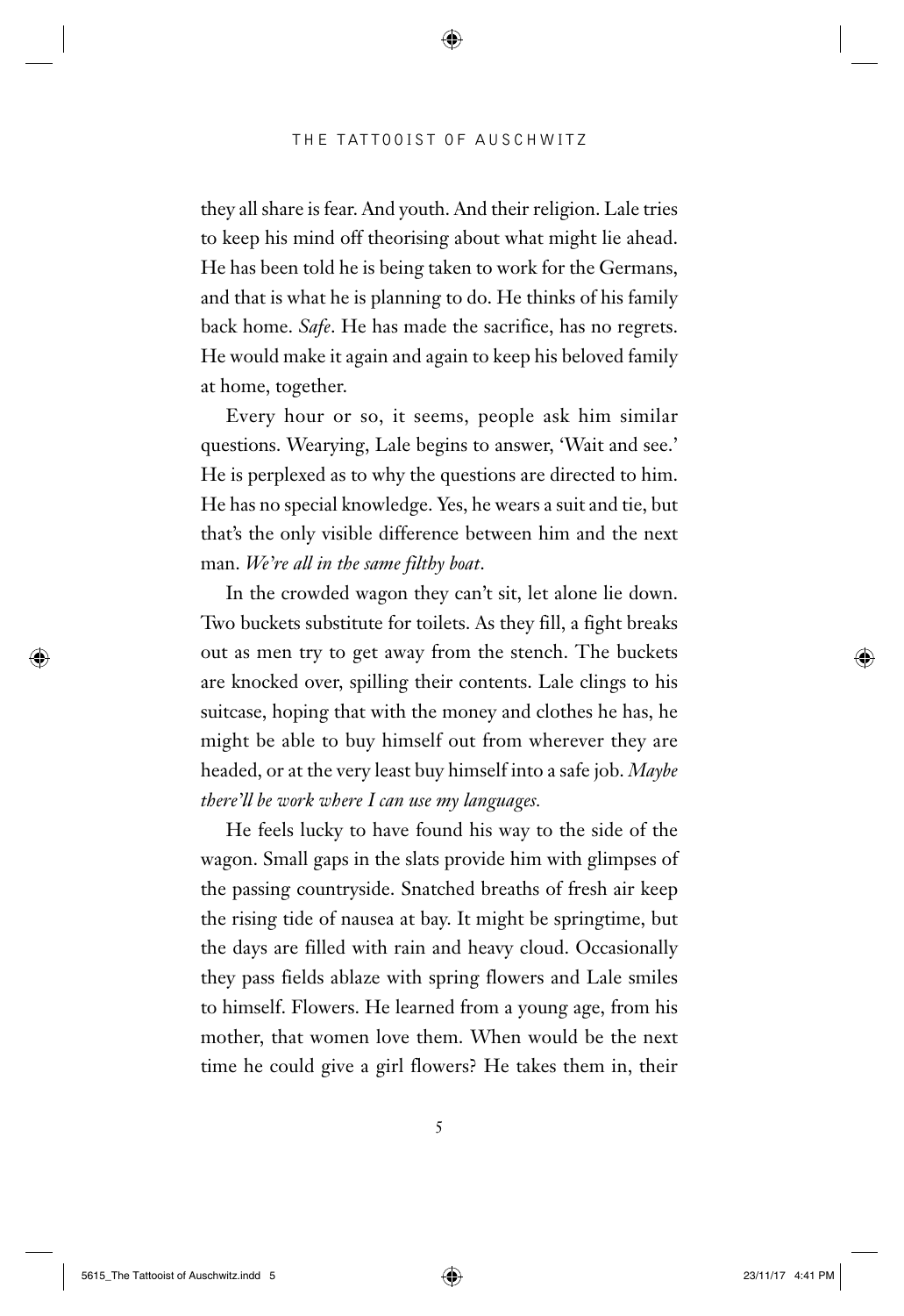they all share is fear. And youth. And their religion. Lale tries to keep his mind off theorising about what might lie ahead. He has been told he is being taken to work for the Germans, and that is what he is planning to do. He thinks of his family back home. *Safe*. He has made the sacrifice, has no regrets. He would make it again and again to keep his beloved family at home, together.

Every hour or so, it seems, people ask him similar questions. Wearying, Lale begins to answer, 'Wait and see.' He is perplexed as to why the questions are directed to him. He has no special knowledge. Yes, he wears a suit and tie, but that's the only visible difference between him and the next man. *We're all in the same filthy boat*.

In the crowded wagon they can't sit, let alone lie down. Two buckets substitute for toilets. As they fill, a fight breaks out as men try to get away from the stench. The buckets are knocked over, spilling their contents. Lale clings to his suitcase, hoping that with the money and clothes he has, he might be able to buy himself out from wherever they are headed, or at the very least buy himself into a safe job. *Maybe there'll be work where I can use my languages.*

He feels lucky to have found his way to the side of the wagon. Small gaps in the slats provide him with glimpses of the passing countryside. Snatched breaths of fresh air keep the rising tide of nausea at bay. It might be springtime, but the days are filled with rain and heavy cloud. Occasionally they pass fields ablaze with spring flowers and Lale smiles to himself. Flowers. He learned from a young age, from his mother, that women love them. When would be the next time he could give a girl flowers? He takes them in, their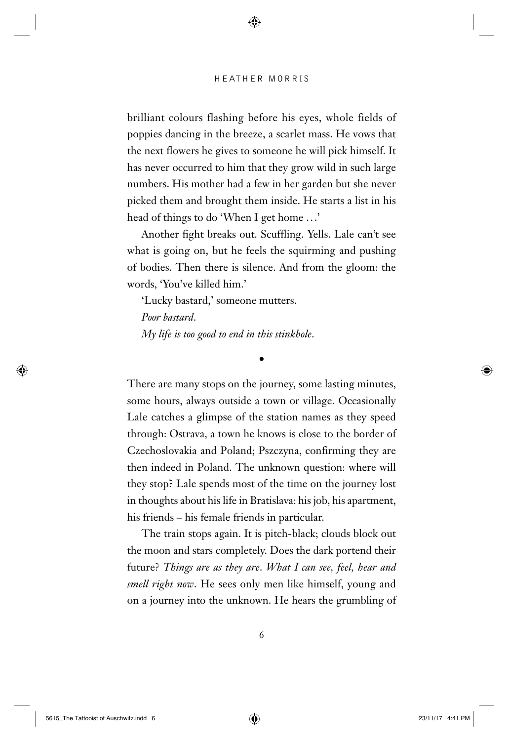brilliant colours flashing before his eyes, whole fields of poppies dancing in the breeze, a scarlet mass. He vows that the next flowers he gives to someone he will pick himself. It has never occurred to him that they grow wild in such large numbers. His mother had a few in her garden but she never picked them and brought them inside. He starts a list in his head of things to do 'When I get home …'

Another fight breaks out. Scuffling. Yells. Lale can't see what is going on, but he feels the squirming and pushing of bodies. Then there is silence. And from the gloom: the words, 'You've killed him.'

'Lucky bastard,' someone mutters.

*Poor bastard.*

*My life is too good to end in this stinkhole.*

•

There are many stops on the journey, some lasting minutes, some hours, always outside a town or village. Occasionally Lale catches a glimpse of the station names as they speed through: Ostrava, a town he knows is close to the border of Czechoslovakia and Poland; Pszczyna, confirming they are then indeed in Poland. The unknown question: where will they stop? Lale spends most of the time on the journey lost in thoughts about his life in Bratislava: his job, his apartment, his friends – his female friends in particular.

The train stops again. It is pitch-black; clouds block out the moon and stars completely. Does the dark portend their future? *Things are as they are. What I can see, feel, hear and smell right now.* He sees only men like himself, young and on a journey into the unknown. He hears the grumbling of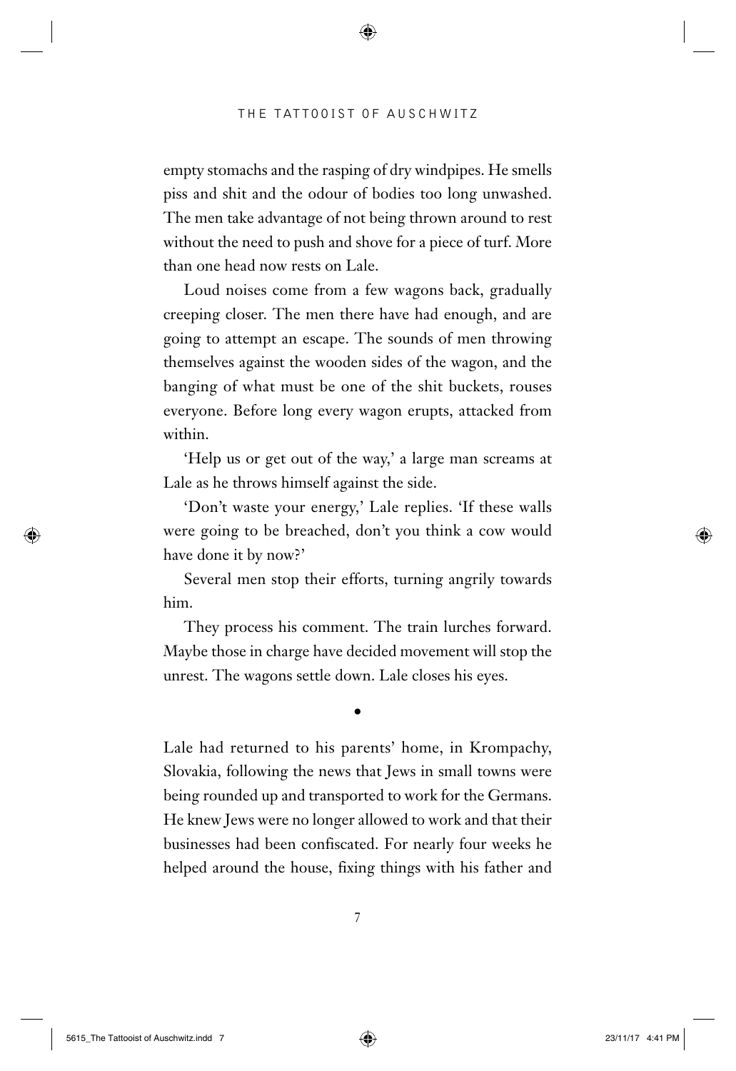empty stomachs and the rasping of dry windpipes. He smells piss and shit and the odour of bodies too long unwashed. The men take advantage of not being thrown around to rest without the need to push and shove for a piece of turf. More than one head now rests on Lale.

Loud noises come from a few wagons back, gradually creeping closer. The men there have had enough, and are going to attempt an escape. The sounds of men throwing themselves against the wooden sides of the wagon, and the banging of what must be one of the shit buckets, rouses everyone. Before long every wagon erupts, attacked from within.

'Help us or get out of the way,' a large man screams at Lale as he throws himself against the side.

'Don't waste your energy,' Lale replies. 'If these walls were going to be breached, don't you think a cow would have done it by now?'

Several men stop their efforts, turning angrily towards him.

They process his comment. The train lurches forward. Maybe those in charge have decided movement will stop the unrest. The wagons settle down. Lale closes his eyes.

•

Lale had returned to his parents' home, in Krompachy, Slovakia, following the news that Jews in small towns were being rounded up and transported to work for the Germans. He knew Jews were no longer allowed to work and that their businesses had been confiscated. For nearly four weeks he helped around the house, fixing things with his father and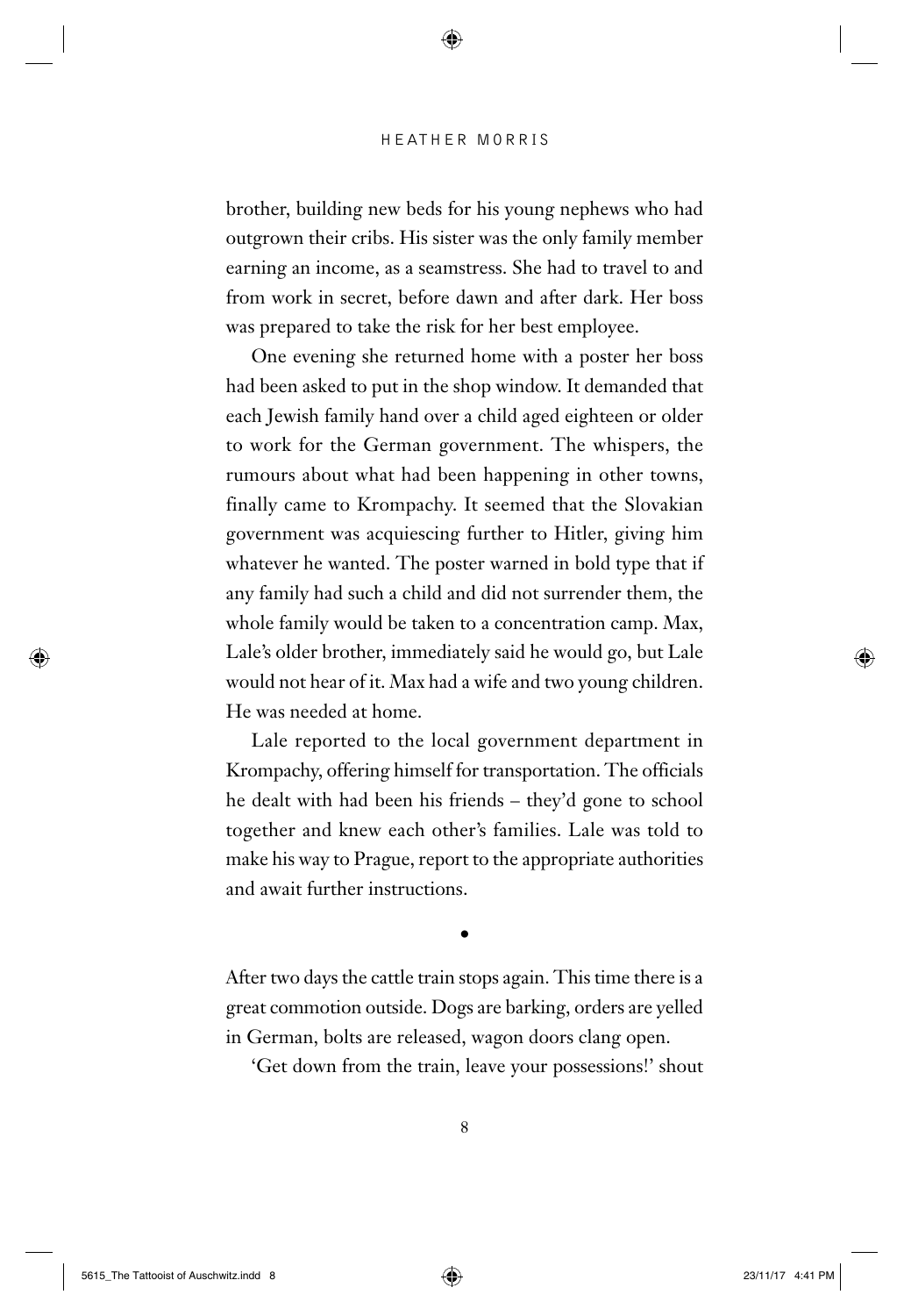brother, building new beds for his young nephews who had outgrown their cribs. His sister was the only family member earning an income, as a seamstress. She had to travel to and from work in secret, before dawn and after dark. Her boss was prepared to take the risk for her best employee.

One evening she returned home with a poster her boss had been asked to put in the shop window. It demanded that each Jewish family hand over a child aged eighteen or older to work for the German government. The whispers, the rumours about what had been happening in other towns, finally came to Krompachy. It seemed that the Slovakian government was acquiescing further to Hitler, giving him whatever he wanted. The poster warned in bold type that if any family had such a child and did not surrender them, the whole family would be taken to a concentration camp. Max, Lale's older brother, immediately said he would go, but Lale would not hear of it. Max had a wife and two young children. He was needed at home.

Lale reported to the local government department in Krompachy, offering himself for transportation. The officials he dealt with had been his friends – they'd gone to school together and knew each other's families. Lale was told to make his way to Prague, report to the appropriate authorities and await further instructions.

•

After two days the cattle train stops again. This time there is a great commotion outside. Dogs are barking, orders are yelled in German, bolts are released, wagon doors clang open.

'Get down from the train, leave your possessions!' shout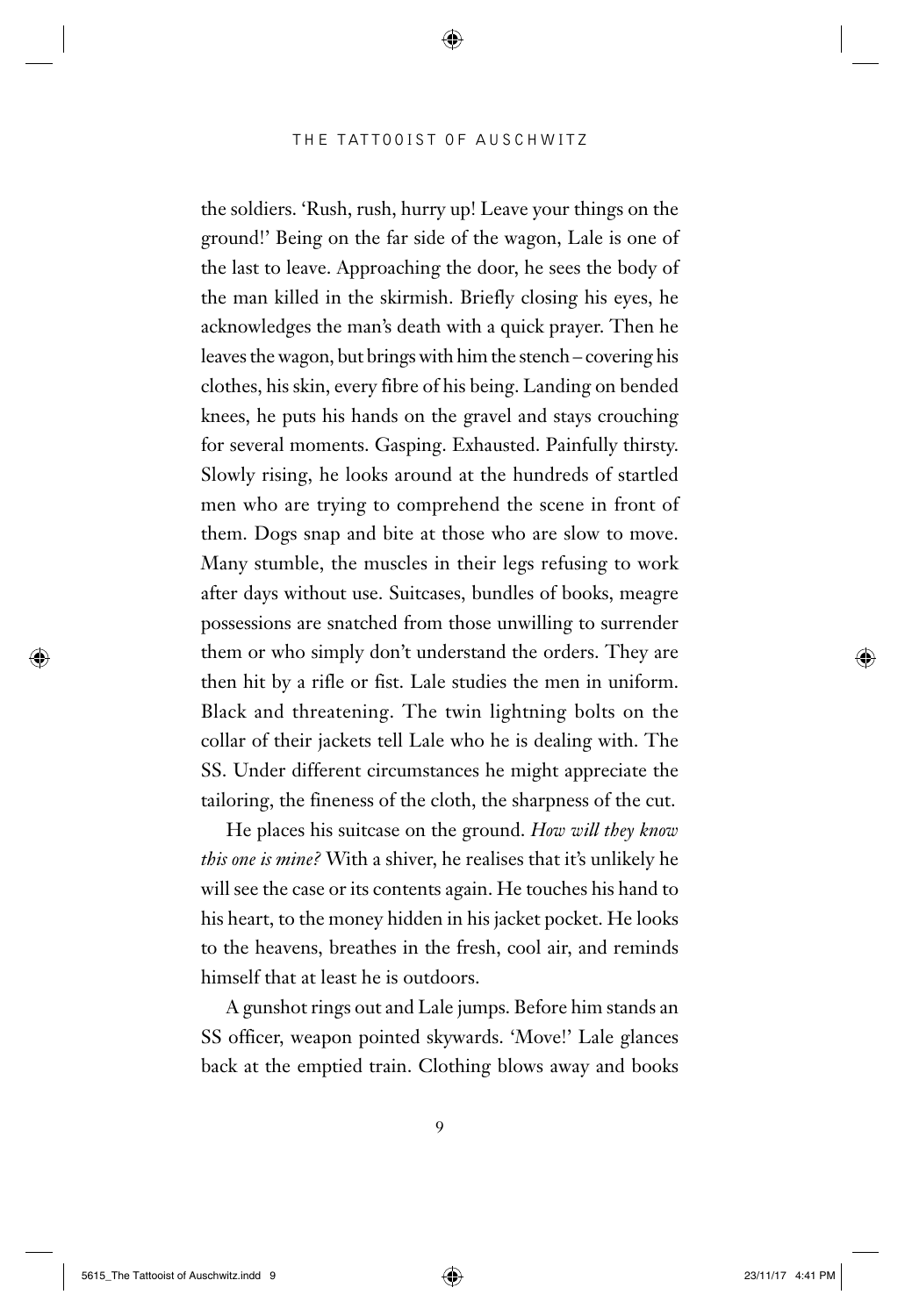the soldiers. 'Rush, rush, hurry up! Leave your things on the ground!' Being on the far side of the wagon, Lale is one of the last to leave. Approaching the door, he sees the body of the man killed in the skirmish. Briefly closing his eyes, he acknowledges the man's death with a quick prayer. Then he leaves the wagon, but brings with him the stench – covering his clothes, his skin, every fibre of his being. Landing on bended knees, he puts his hands on the gravel and stays crouching for several moments. Gasping. Exhausted. Painfully thirsty. Slowly rising, he looks around at the hundreds of startled men who are trying to comprehend the scene in front of them. Dogs snap and bite at those who are slow to move. Many stumble, the muscles in their legs refusing to work after days without use. Suitcases, bundles of books, meagre possessions are snatched from those unwilling to surrender them or who simply don't understand the orders. They are then hit by a rifle or fist. Lale studies the men in uniform. Black and threatening. The twin lightning bolts on the collar of their jackets tell Lale who he is dealing with. The SS. Under different circumstances he might appreciate the tailoring, the fineness of the cloth, the sharpness of the cut.

He places his suitcase on the ground. *How will they know this one is mine?* With a shiver, he realises that it's unlikely he will see the case or its contents again. He touches his hand to his heart, to the money hidden in his jacket pocket. He looks to the heavens, breathes in the fresh, cool air, and reminds himself that at least he is outdoors.

A gunshot rings out and Lale jumps. Before him stands an SS officer, weapon pointed skywards. 'Move!' Lale glances back at the emptied train. Clothing blows away and books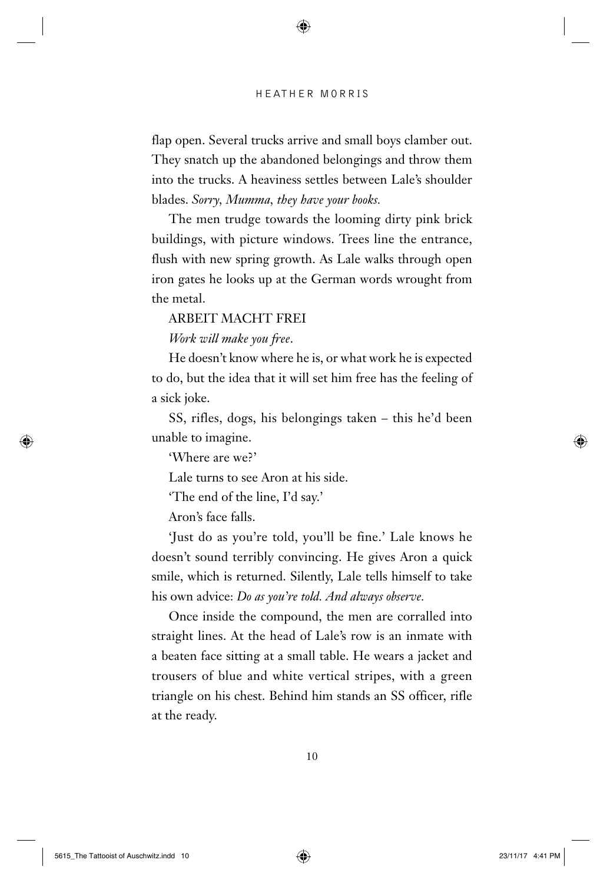flap open. Several trucks arrive and small boys clamber out. They snatch up the abandoned belongings and throw them into the trucks. A heaviness settles between Lale's shoulder blades. *Sorry, Mumma, they have your books.*

The men trudge towards the looming dirty pink brick buildings, with picture windows. Trees line the entrance, flush with new spring growth. As Lale walks through open iron gates he looks up at the German words wrought from the metal.

ARBEIT MACHT FREI

*Work will make you free*.

He doesn't know where he is, or what work he is expected to do, but the idea that it will set him free has the feeling of a sick joke.

SS, rifles, dogs, his belongings taken – this he'd been unable to imagine.

'Where are we?'

Lale turns to see Aron at his side.

'The end of the line, I'd say.'

Aron's face falls.

'Just do as you're told, you'll be fine.' Lale knows he doesn't sound terribly convincing. He gives Aron a quick smile, which is returned. Silently, Lale tells himself to take his own advice: *Do as you're told. And always observe.*

Once inside the compound, the men are corralled into straight lines. At the head of Lale's row is an inmate with a beaten face sitting at a small table. He wears a jacket and trousers of blue and white vertical stripes, with a green triangle on his chest. Behind him stands an SS officer, rifle at the ready.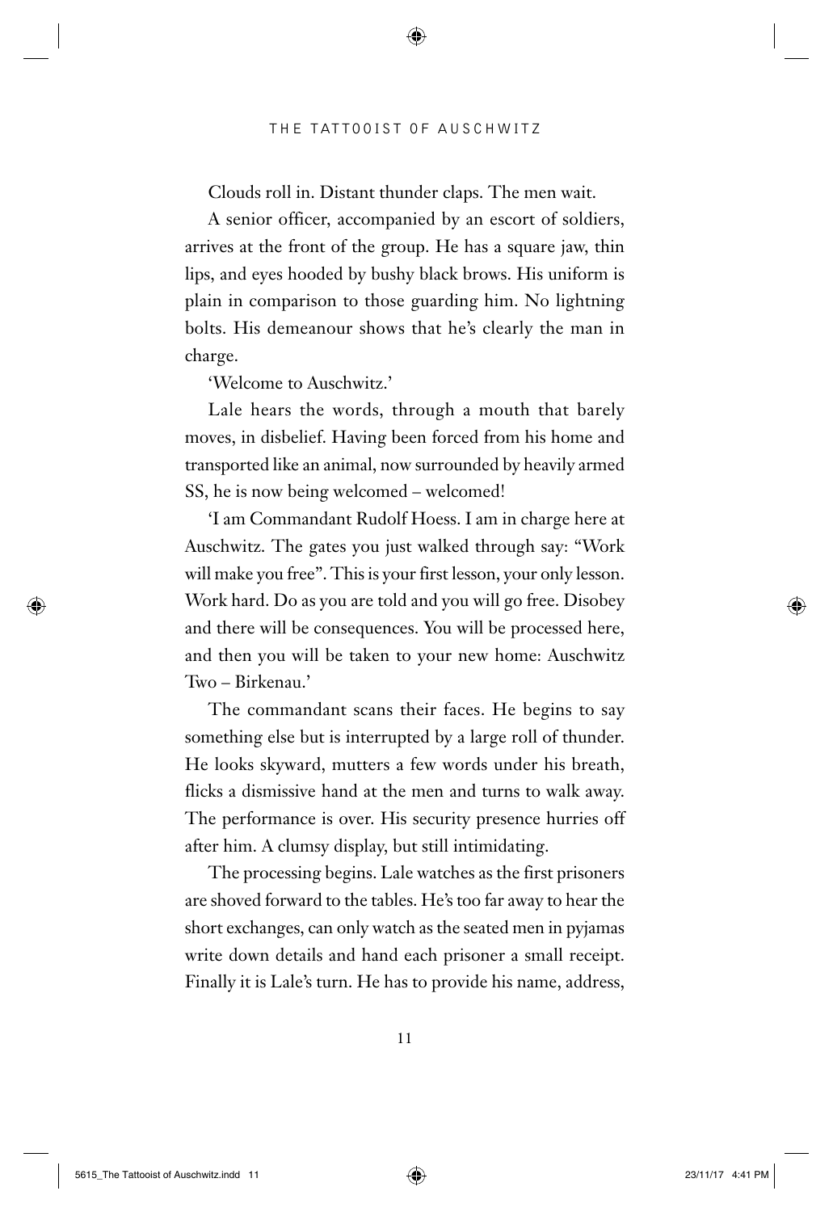Clouds roll in. Distant thunder claps. The men wait.

A senior officer, accompanied by an escort of soldiers, arrives at the front of the group. He has a square jaw, thin lips, and eyes hooded by bushy black brows. His uniform is plain in comparison to those guarding him. No lightning bolts. His demeanour shows that he's clearly the man in charge.

'Welcome to Auschwitz.'

Lale hears the words, through a mouth that barely moves, in disbelief. Having been forced from his home and transported like an animal, now surrounded by heavily armed SS, he is now being welcomed – welcomed!

'I am Commandant Rudolf Hoess. I am in charge here at Auschwitz. The gates you just walked through say: "Work will make you free". This is your first lesson, your only lesson. Work hard. Do as you are told and you will go free. Disobey and there will be consequences. You will be processed here, and then you will be taken to your new home: Auschwitz Two – Birkenau.'

The commandant scans their faces. He begins to say something else but is interrupted by a large roll of thunder. He looks skyward, mutters a few words under his breath, flicks a dismissive hand at the men and turns to walk away. The performance is over. His security presence hurries off after him. A clumsy display, but still intimidating.

The processing begins. Lale watches as the first prisoners are shoved forward to the tables. He's too far away to hear the short exchanges, can only watch as the seated men in pyjamas write down details and hand each prisoner a small receipt. Finally it is Lale's turn. He has to provide his name, address,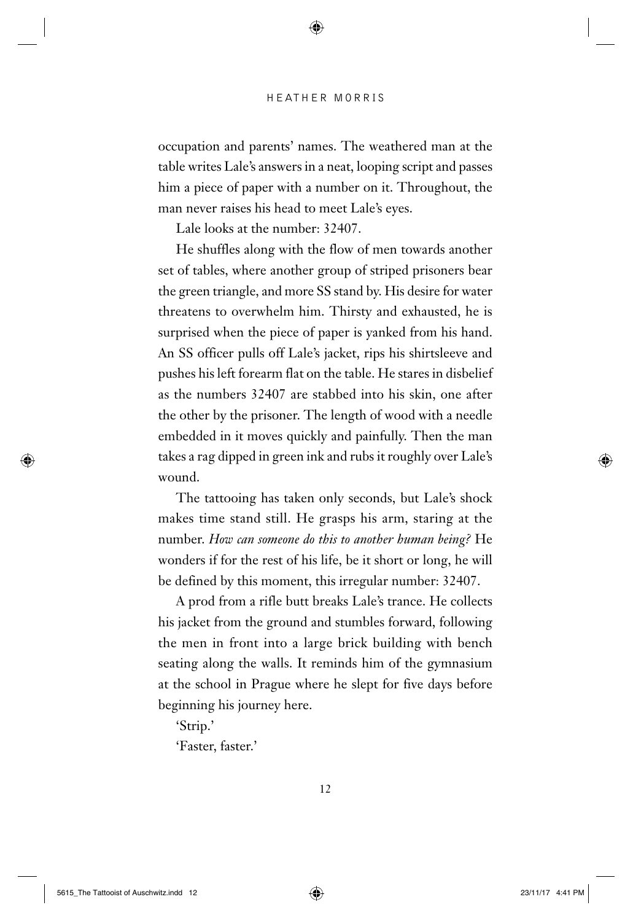occupation and parents' names. The weathered man at the table writes Lale's answers in a neat, looping script and passes him a piece of paper with a number on it. Throughout, the man never raises his head to meet Lale's eyes.

Lale looks at the number: 32407.

He shuffles along with the flow of men towards another set of tables, where another group of striped prisoners bear the green triangle, and more SS stand by. His desire for water threatens to overwhelm him. Thirsty and exhausted, he is surprised when the piece of paper is yanked from his hand. An SS officer pulls off Lale's jacket, rips his shirtsleeve and pushes his left forearm flat on the table. He stares in disbelief as the numbers 32407 are stabbed into his skin, one after the other by the prisoner. The length of wood with a needle embedded in it moves quickly and painfully. Then the man takes a rag dipped in green ink and rubs it roughly over Lale's wound.

The tattooing has taken only seconds, but Lale's shock makes time stand still. He grasps his arm, staring at the number. *How can someone do this to another human being?* He wonders if for the rest of his life, be it short or long, he will be defined by this moment, this irregular number: 32407.

A prod from a rifle butt breaks Lale's trance. He collects his jacket from the ground and stumbles forward, following the men in front into a large brick building with bench seating along the walls. It reminds him of the gymnasium at the school in Prague where he slept for five days before beginning his journey here.

'Strip.'

'Faster, faster.'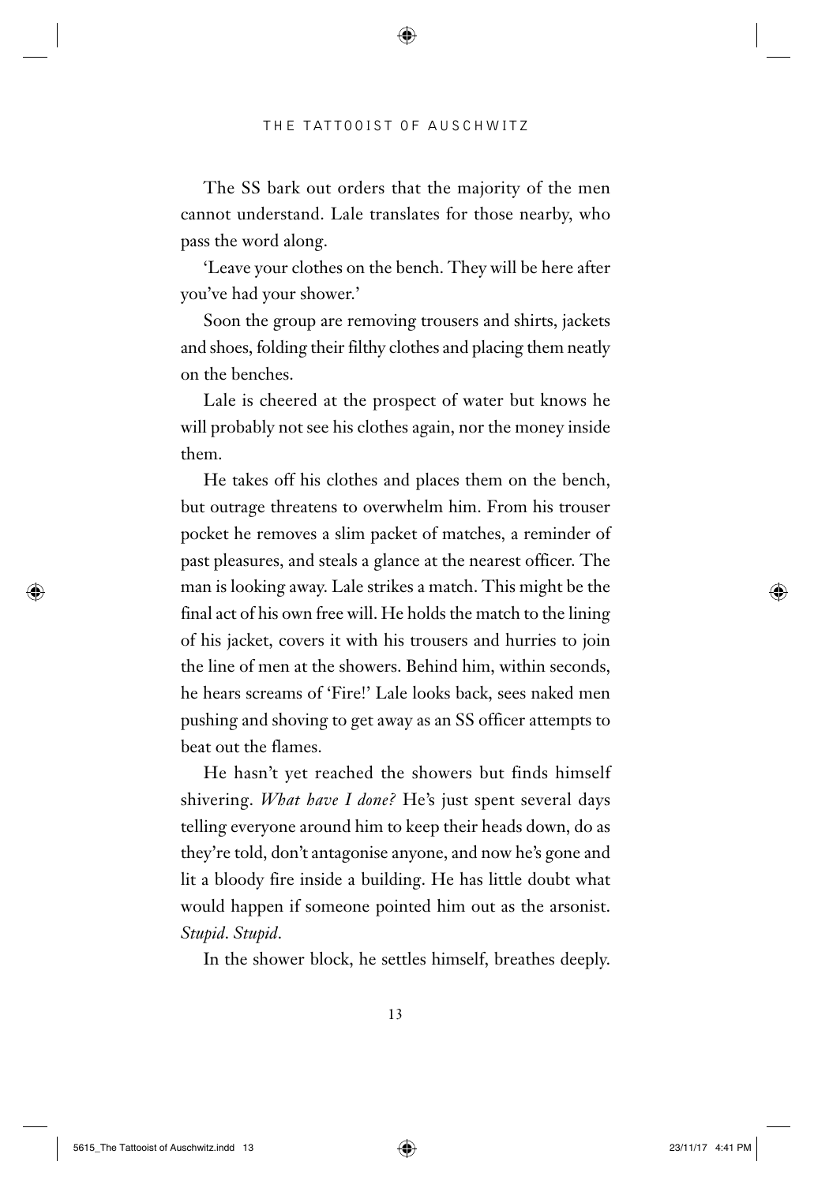The SS bark out orders that the majority of the men cannot understand. Lale translates for those nearby, who pass the word along.

'Leave your clothes on the bench. They will be here after you've had your shower.'

Soon the group are removing trousers and shirts, jackets and shoes, folding their filthy clothes and placing them neatly on the benches.

Lale is cheered at the prospect of water but knows he will probably not see his clothes again, nor the money inside them.

He takes off his clothes and places them on the bench, but outrage threatens to overwhelm him. From his trouser pocket he removes a slim packet of matches, a reminder of past pleasures, and steals a glance at the nearest officer. The man is looking away. Lale strikes a match. This might be the final act of his own free will. He holds the match to the lining of his jacket, covers it with his trousers and hurries to join the line of men at the showers. Behind him, within seconds, he hears screams of 'Fire!' Lale looks back, sees naked men pushing and shoving to get away as an SS officer attempts to beat out the flames.

He hasn't yet reached the showers but finds himself shivering. *What have I done?* He's just spent several days telling everyone around him to keep their heads down, do as they're told, don't antagonise anyone, and now he's gone and lit a bloody fire inside a building. He has little doubt what would happen if someone pointed him out as the arsonist. *Stupid. Stupid.*

In the shower block, he settles himself, breathes deeply.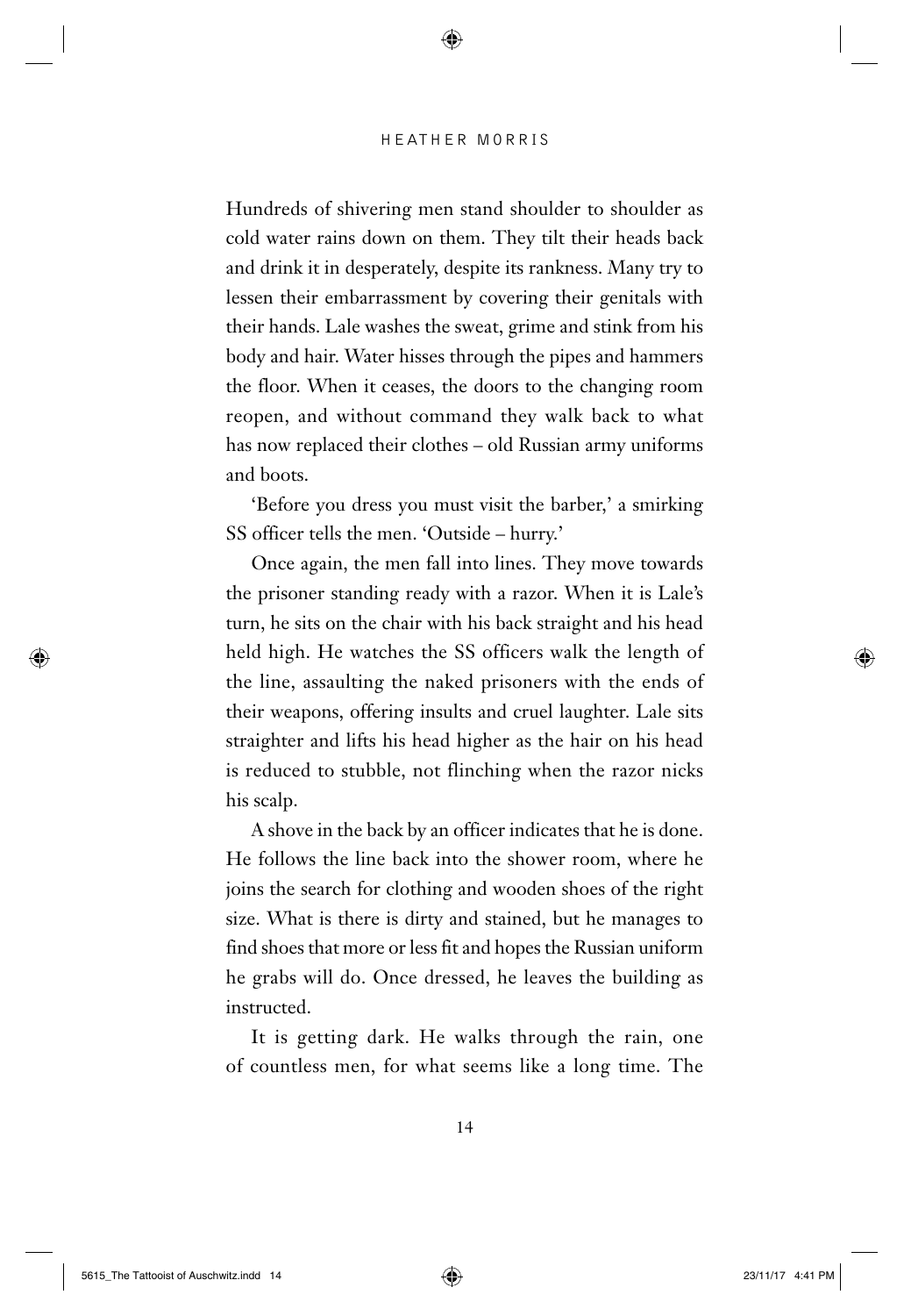Hundreds of shivering men stand shoulder to shoulder as cold water rains down on them. They tilt their heads back and drink it in desperately, despite its rankness. Many try to lessen their embarrassment by covering their genitals with their hands. Lale washes the sweat, grime and stink from his body and hair. Water hisses through the pipes and hammers the floor. When it ceases, the doors to the changing room reopen, and without command they walk back to what has now replaced their clothes – old Russian army uniforms and boots.

'Before you dress you must visit the barber,' a smirking SS officer tells the men. 'Outside – hurry.'

Once again, the men fall into lines. They move towards the prisoner standing ready with a razor. When it is Lale's turn, he sits on the chair with his back straight and his head held high. He watches the SS officers walk the length of the line, assaulting the naked prisoners with the ends of their weapons, offering insults and cruel laughter. Lale sits straighter and lifts his head higher as the hair on his head is reduced to stubble, not flinching when the razor nicks his scalp.

A shove in the back by an officer indicates that he is done. He follows the line back into the shower room, where he joins the search for clothing and wooden shoes of the right size. What is there is dirty and stained, but he manages to find shoes that more or less fit and hopes the Russian uniform he grabs will do. Once dressed, he leaves the building as instructed.

It is getting dark. He walks through the rain, one of countless men, for what seems like a long time. The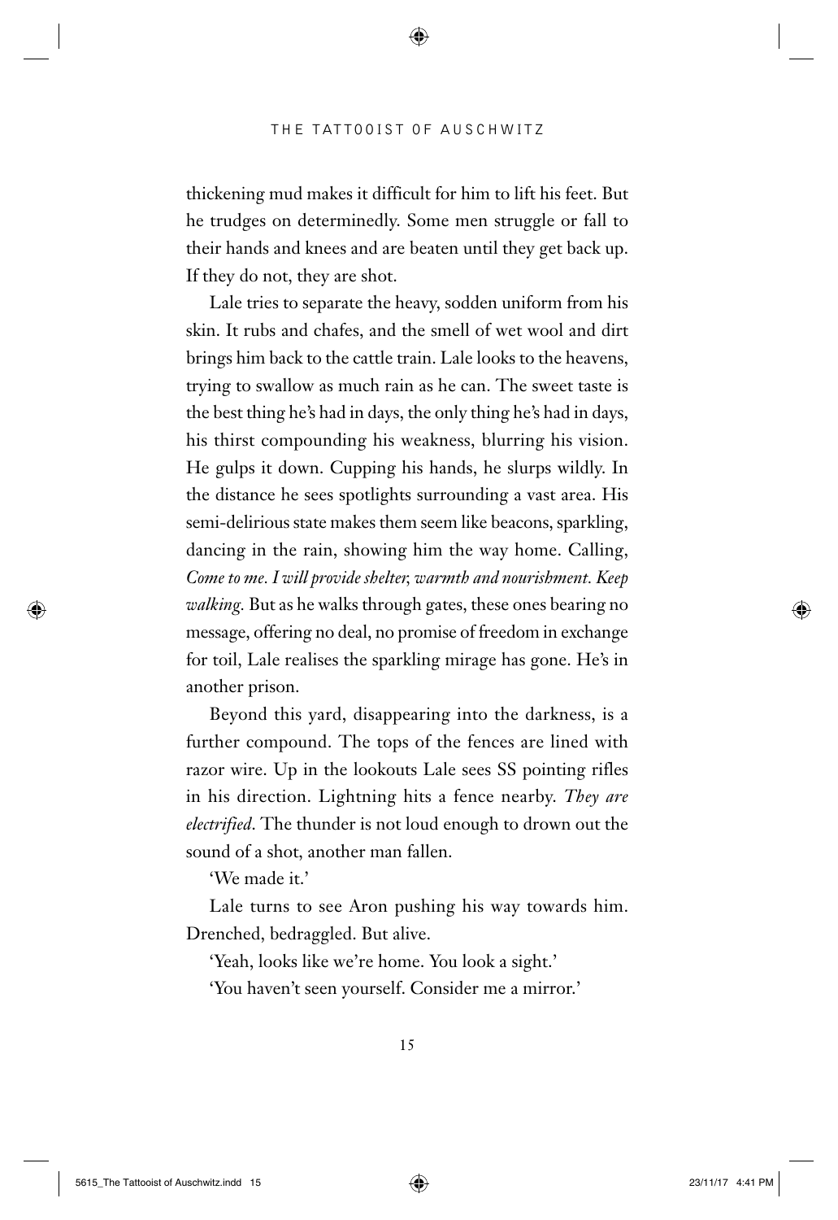thickening mud makes it difficult for him to lift his feet. But he trudges on determinedly. Some men struggle or fall to their hands and knees and are beaten until they get back up. If they do not, they are shot.

Lale tries to separate the heavy, sodden uniform from his skin. It rubs and chafes, and the smell of wet wool and dirt brings him back to the cattle train. Lale looks to the heavens, trying to swallow as much rain as he can. The sweet taste is the best thing he's had in days, the only thing he's had in days, his thirst compounding his weakness, blurring his vision. He gulps it down. Cupping his hands, he slurps wildly. In the distance he sees spotlights surrounding a vast area. His semi-delirious state makes them seem like beacons, sparkling, dancing in the rain, showing him the way home. Calling, *Come to me. I will provide shelter, warmth and nourishment. Keep walking.* But as he walks through gates, these ones bearing no message, offering no deal, no promise of freedom in exchange for toil, Lale realises the sparkling mirage has gone. He's in another prison.

Beyond this yard, disappearing into the darkness, is a further compound. The tops of the fences are lined with razor wire. Up in the lookouts Lale sees SS pointing rifles in his direction. Lightning hits a fence nearby. *They are electrified*. The thunder is not loud enough to drown out the sound of a shot, another man fallen.

'We made it.'

Lale turns to see Aron pushing his way towards him. Drenched, bedraggled. But alive.

'Yeah, looks like we're home. You look a sight.'

'You haven't seen yourself. Consider me a mirror.'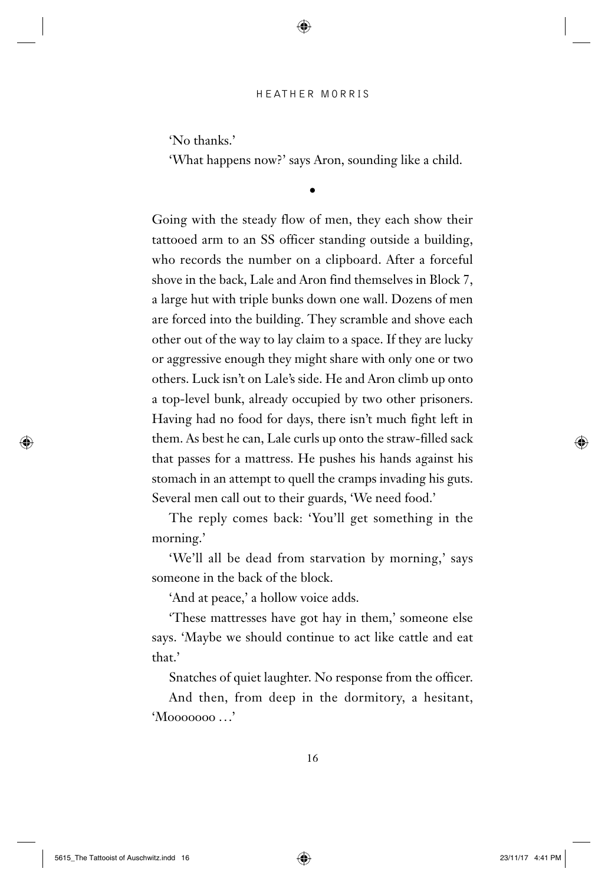'No thanks.'

'What happens now?' says Aron, sounding like a child.

•

Going with the steady flow of men, they each show their tattooed arm to an SS officer standing outside a building, who records the number on a clipboard. After a forceful shove in the back, Lale and Aron find themselves in Block 7, a large hut with triple bunks down one wall. Dozens of men are forced into the building. They scramble and shove each other out of the way to lay claim to a space. If they are lucky or aggressive enough they might share with only one or two others. Luck isn't on Lale's side. He and Aron climb up onto a top-level bunk, already occupied by two other prisoners. Having had no food for days, there isn't much fight left in them. As best he can, Lale curls up onto the straw-filled sack that passes for a mattress. He pushes his hands against his stomach in an attempt to quell the cramps invading his guts. Several men call out to their guards, 'We need food.'

The reply comes back: 'You'll get something in the morning.'

'We'll all be dead from starvation by morning,' says someone in the back of the block.

'And at peace,' a hollow voice adds.

'These mattresses have got hay in them,' someone else says. 'Maybe we should continue to act like cattle and eat that.'

Snatches of quiet laughter. No response from the officer.

And then, from deep in the dormitory, a hesitant, 'Mooooooo …'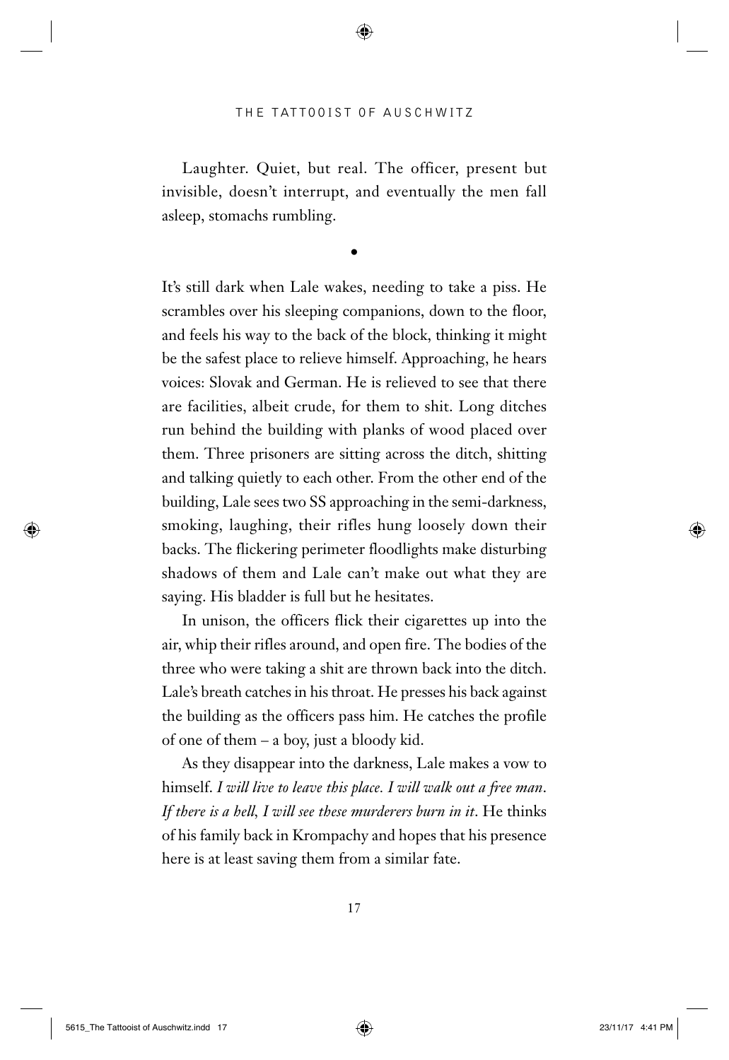Laughter. Quiet, but real. The officer, present but invisible, doesn't interrupt, and eventually the men fall asleep, stomachs rumbling.

•

It's still dark when Lale wakes, needing to take a piss. He scrambles over his sleeping companions, down to the floor, and feels his way to the back of the block, thinking it might be the safest place to relieve himself. Approaching, he hears voices: Slovak and German. He is relieved to see that there are facilities, albeit crude, for them to shit. Long ditches run behind the building with planks of wood placed over them. Three prisoners are sitting across the ditch, shitting and talking quietly to each other. From the other end of the building, Lale sees two SS approaching in the semi-darkness, smoking, laughing, their rifles hung loosely down their backs. The flickering perimeter floodlights make disturbing shadows of them and Lale can't make out what they are saying. His bladder is full but he hesitates.

In unison, the officers flick their cigarettes up into the air, whip their rifles around, and open fire. The bodies of the three who were taking a shit are thrown back into the ditch. Lale's breath catches in his throat. He presses his back against the building as the officers pass him. He catches the profile of one of them – a boy, just a bloody kid.

As they disappear into the darkness, Lale makes a vow to himself. *I will live to leave this place. I will walk out a free man. If there is a hell, I will see these murderers burn in it.* He thinks of his family back in Krompachy and hopes that his presence here is at least saving them from a similar fate.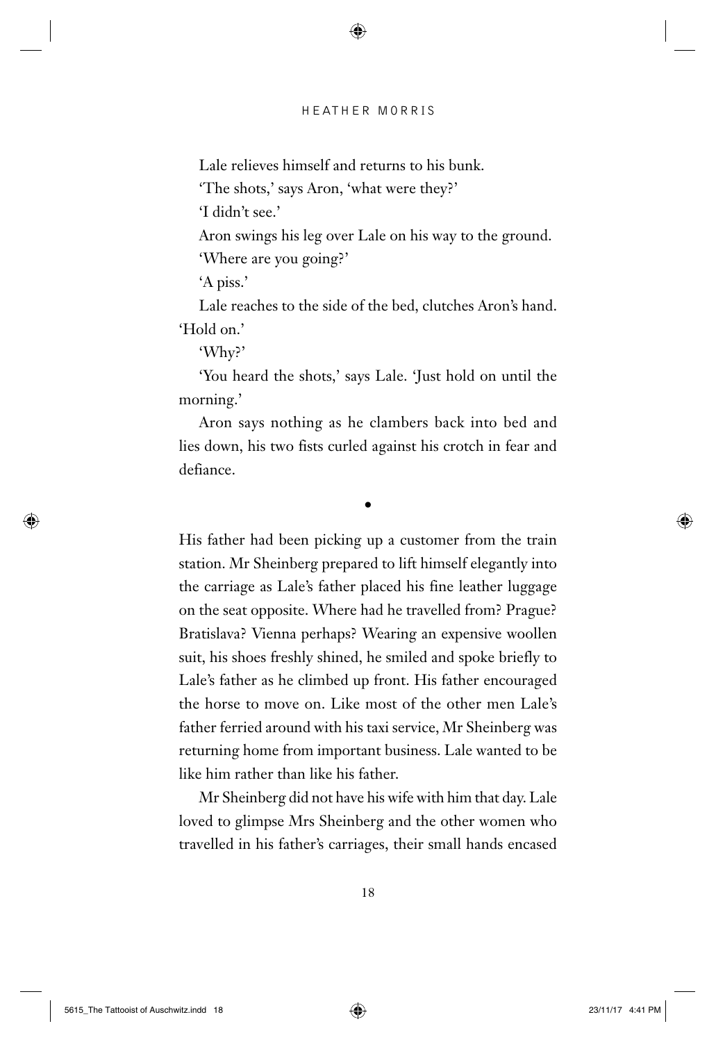Lale relieves himself and returns to his bunk.

'The shots,' says Aron, 'what were they?'

'I didn't see.'

Aron swings his leg over Lale on his way to the ground.

'Where are you going?'

'A piss.'

Lale reaches to the side of the bed, clutches Aron's hand. 'Hold on.'

'Why?'

'You heard the shots,' says Lale. 'Just hold on until the morning.'

Aron says nothing as he clambers back into bed and lies down, his two fists curled against his crotch in fear and defiance.

•

His father had been picking up a customer from the train station. Mr Sheinberg prepared to lift himself elegantly into the carriage as Lale's father placed his fine leather luggage on the seat opposite. Where had he travelled from? Prague? Bratislava? Vienna perhaps? Wearing an expensive woollen suit, his shoes freshly shined, he smiled and spoke briefly to Lale's father as he climbed up front. His father encouraged the horse to move on. Like most of the other men Lale's father ferried around with his taxi service, Mr Sheinberg was returning home from important business. Lale wanted to be like him rather than like his father.

Mr Sheinberg did not have his wife with him that day. Lale loved to glimpse Mrs Sheinberg and the other women who travelled in his father's carriages, their small hands encased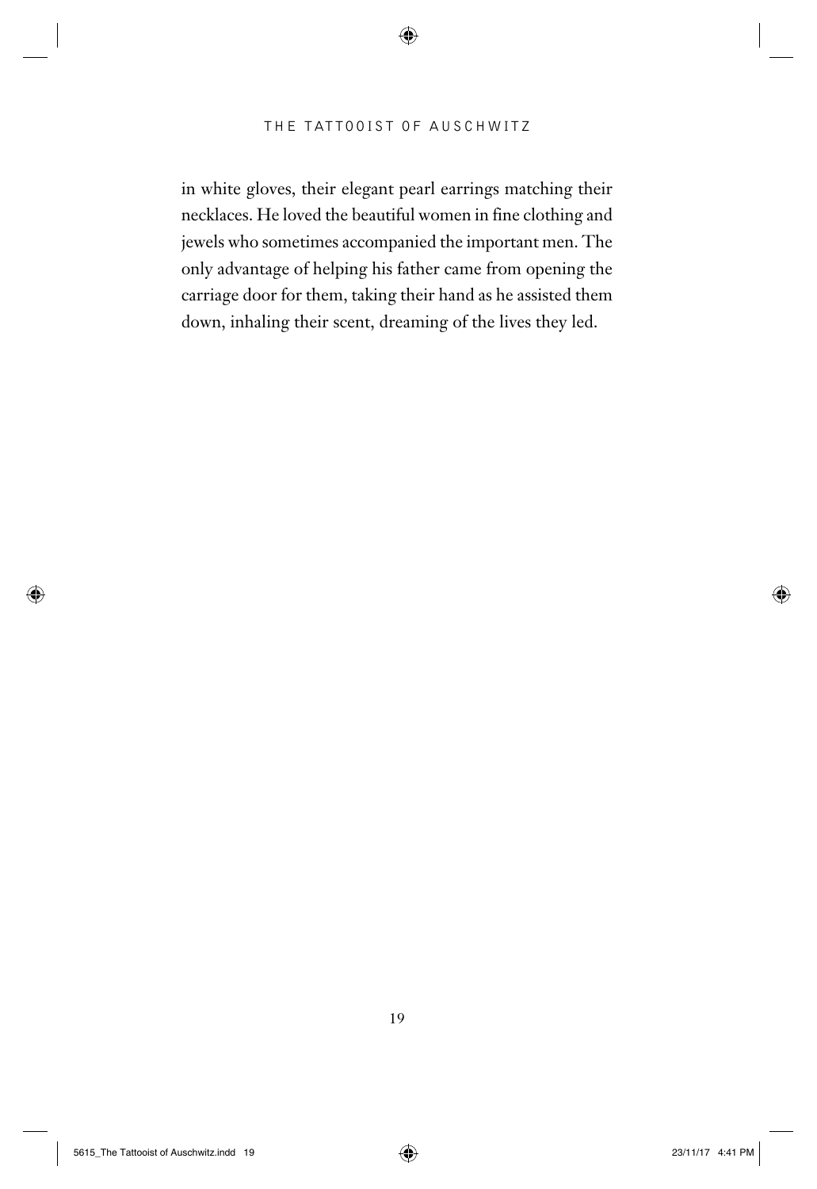in white gloves, their elegant pearl earrings matching their necklaces. He loved the beautiful women in fine clothing and jewels who sometimes accompanied the important men. The only advantage of helping his father came from opening the carriage door for them, taking their hand as he assisted them down, inhaling their scent, dreaming of the lives they led.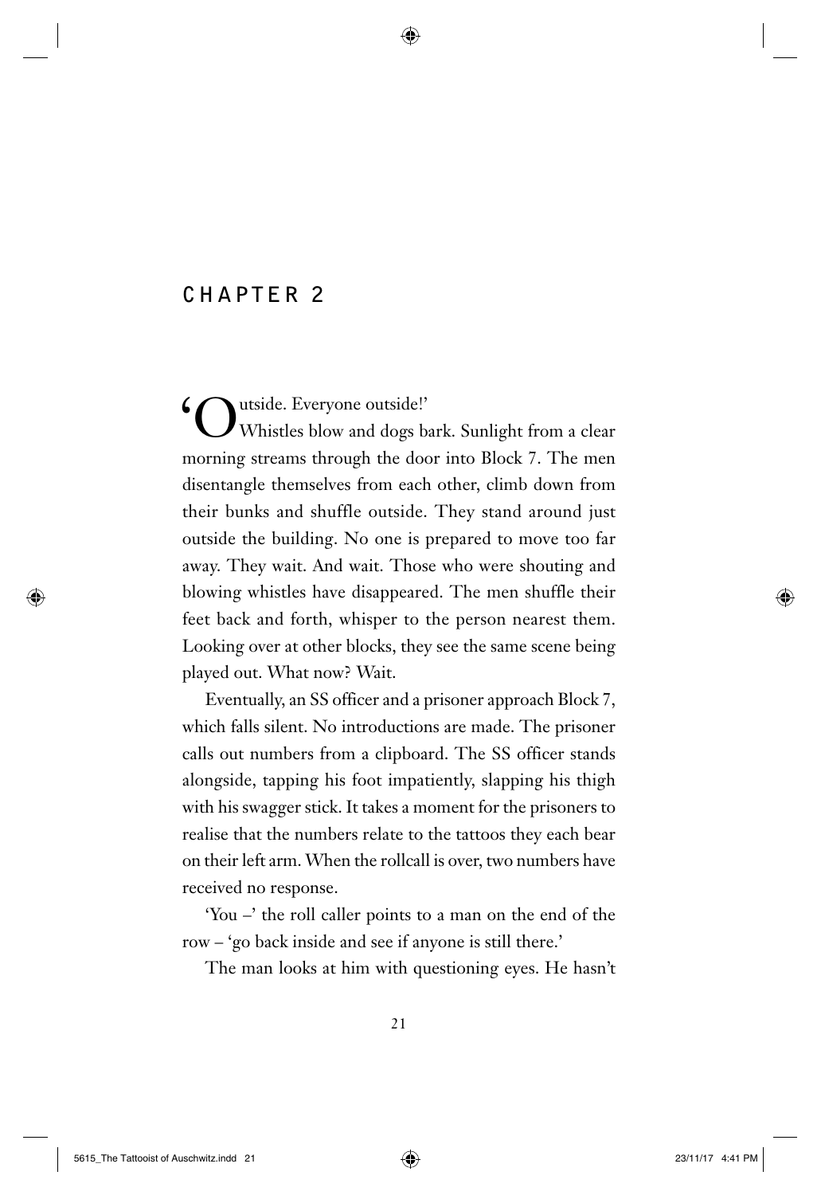# CHAPTER 2

'Outside. Everyone outside!'

Whistles blow and dogs bark. Sunlight from a clear morning streams through the door into Block 7. The men disentangle themselves from each other, climb down from their bunks and shuffle outside. They stand around just outside the building. No one is prepared to move too far away. They wait. And wait. Those who were shouting and blowing whistles have disappeared. The men shuffle their feet back and forth, whisper to the person nearest them. Looking over at other blocks, they see the same scene being played out. What now? Wait.

Eventually, an SS officer and a prisoner approach Block 7, which falls silent. No introductions are made. The prisoner calls out numbers from a clipboard. The SS officer stands alongside, tapping his foot impatiently, slapping his thigh with his swagger stick. It takes a moment for the prisoners to realise that the numbers relate to the tattoos they each bear on their left arm. When the rollcall is over, two numbers have received no response.

'You –' the roll caller points to a man on the end of the row – 'go back inside and see if anyone is still there.'

The man looks at him with questioning eyes. He hasn't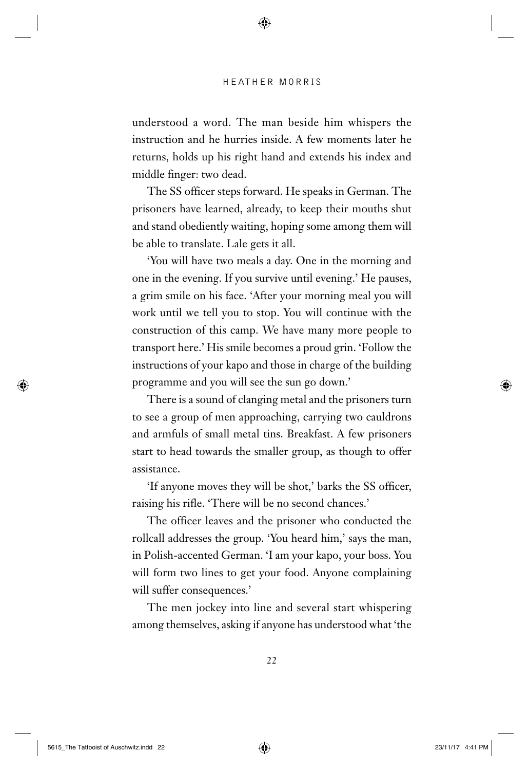understood a word. The man beside him whispers the instruction and he hurries inside. A few moments later he returns, holds up his right hand and extends his index and middle finger: two dead.

The SS officer steps forward. He speaks in German. The prisoners have learned, already, to keep their mouths shut and stand obediently waiting, hoping some among them will be able to translate. Lale gets it all.

'You will have two meals a day. One in the morning and one in the evening. If you survive until evening.' He pauses, a grim smile on his face. 'After your morning meal you will work until we tell you to stop. You will continue with the construction of this camp. We have many more people to transport here.' His smile becomes a proud grin. 'Follow the instructions of your kapo and those in charge of the building programme and you will see the sun go down.'

There is a sound of clanging metal and the prisoners turn to see a group of men approaching, carrying two cauldrons and armfuls of small metal tins. Breakfast. A few prisoners start to head towards the smaller group, as though to offer assistance.

'If anyone moves they will be shot,' barks the SS officer, raising his rifle. 'There will be no second chances.'

The officer leaves and the prisoner who conducted the rollcall addresses the group. 'You heard him,' says the man, in Polish-accented German. 'I am your kapo, your boss. You will form two lines to get your food. Anyone complaining will suffer consequences.'

The men jockey into line and several start whispering among themselves, asking if anyone has understood what 'the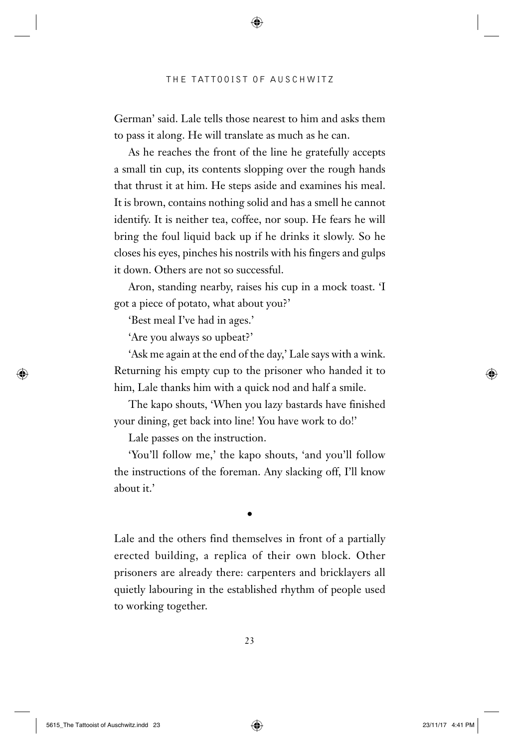German' said. Lale tells those nearest to him and asks them to pass it along. He will translate as much as he can.

As he reaches the front of the line he gratefully accepts a small tin cup, its contents slopping over the rough hands that thrust it at him. He steps aside and examines his meal. It is brown, contains nothing solid and has a smell he cannot identify. It is neither tea, coffee, nor soup. He fears he will bring the foul liquid back up if he drinks it slowly. So he closes his eyes, pinches his nostrils with his fingers and gulps it down. Others are not so successful.

Aron, standing nearby, raises his cup in a mock toast. 'I got a piece of potato, what about you?'

'Best meal I've had in ages.'

'Are you always so upbeat?'

'Ask me again at the end of the day,' Lale says with a wink. Returning his empty cup to the prisoner who handed it to him, Lale thanks him with a quick nod and half a smile.

The kapo shouts, 'When you lazy bastards have finished your dining, get back into line! You have work to do!'

Lale passes on the instruction.

'You'll follow me,' the kapo shouts, 'and you'll follow the instructions of the foreman. Any slacking off, I'll know about it.'

•

Lale and the others find themselves in front of a partially erected building, a replica of their own block. Other prisoners are already there: carpenters and bricklayers all quietly labouring in the established rhythm of people used to working together.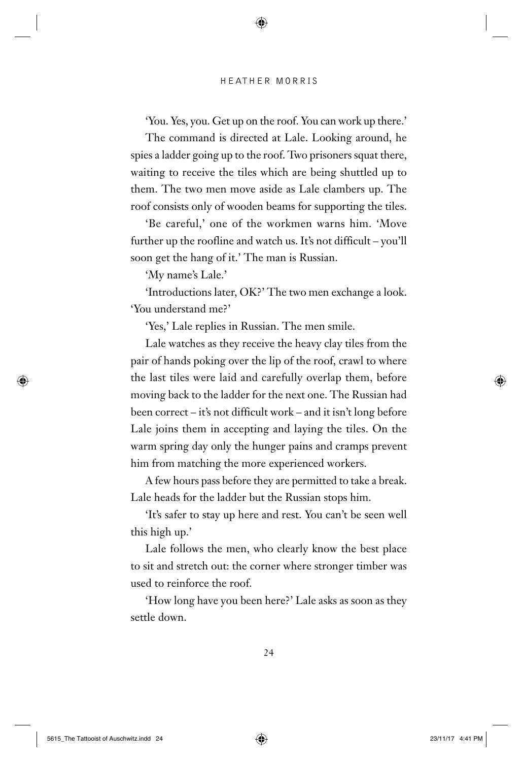'You. Yes, you. Get up on the roof. You can work up there.'

The command is directed at Lale. Looking around, he spies a ladder going up to the roof. Two prisoners squat there, waiting to receive the tiles which are being shuttled up to them. The two men move aside as Lale clambers up. The roof consists only of wooden beams for supporting the tiles.

'Be careful,' one of the workmen warns him. 'Move further up the roofline and watch us. It's not difficult – you'll soon get the hang of it.' The man is Russian.

'My name's Lale.'

'Introductions later, OK?' The two men exchange a look. 'You understand me?'

'Yes,' Lale replies in Russian. The men smile.

Lale watches as they receive the heavy clay tiles from the pair of hands poking over the lip of the roof, crawl to where the last tiles were laid and carefully overlap them, before moving back to the ladder for the next one. The Russian had been correct – it's not difficult work – and it isn't long before Lale joins them in accepting and laying the tiles. On the warm spring day only the hunger pains and cramps prevent him from matching the more experienced workers.

A few hours pass before they are permitted to take a break. Lale heads for the ladder but the Russian stops him.

'It's safer to stay up here and rest. You can't be seen well this high up.'

Lale follows the men, who clearly know the best place to sit and stretch out: the corner where stronger timber was used to reinforce the roof.

'How long have you been here?' Lale asks as soon as they settle down.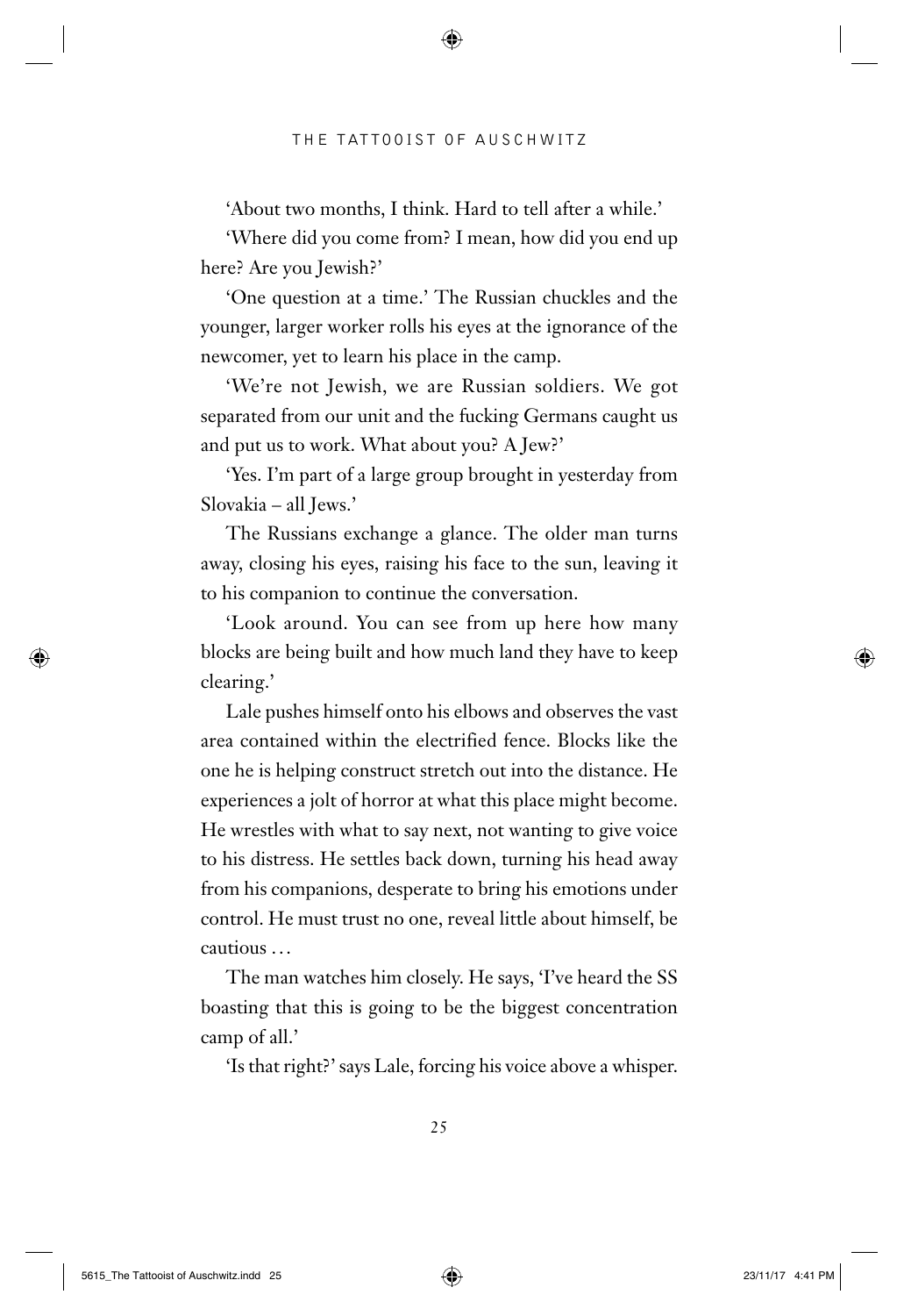'About two months, I think. Hard to tell after a while.'

'Where did you come from? I mean, how did you end up here? Are you Jewish?'

'One question at a time.' The Russian chuckles and the younger, larger worker rolls his eyes at the ignorance of the newcomer, yet to learn his place in the camp.

'We're not Jewish, we are Russian soldiers. We got separated from our unit and the fucking Germans caught us and put us to work. What about you? A Jew?'

'Yes. I'm part of a large group brought in yesterday from Slovakia – all Jews.'

The Russians exchange a glance. The older man turns away, closing his eyes, raising his face to the sun, leaving it to his companion to continue the conversation.

'Look around. You can see from up here how many blocks are being built and how much land they have to keep clearing.'

Lale pushes himself onto his elbows and observes the vast area contained within the electrified fence. Blocks like the one he is helping construct stretch out into the distance. He experiences a jolt of horror at what this place might become. He wrestles with what to say next, not wanting to give voice to his distress. He settles back down, turning his head away from his companions, desperate to bring his emotions under control. He must trust no one, reveal little about himself, be cautious …

The man watches him closely. He says, 'I've heard the SS boasting that this is going to be the biggest concentration camp of all.'

'Is that right?' says Lale, forcing his voice above a whisper.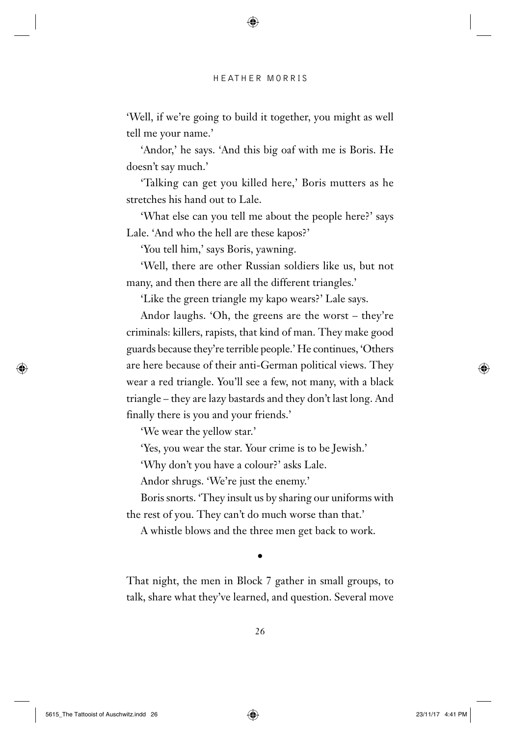'Well, if we're going to build it together, you might as well tell me your name.'

'Andor,' he says. 'And this big oaf with me is Boris. He doesn't say much.'

'Talking can get you killed here,' Boris mutters as he stretches his hand out to Lale.

'What else can you tell me about the people here?' says Lale. 'And who the hell are these kapos?'

'You tell him,' says Boris, yawning.

'Well, there are other Russian soldiers like us, but not many, and then there are all the different triangles.'

'Like the green triangle my kapo wears?' Lale says.

Andor laughs. 'Oh, the greens are the worst – they're criminals: killers, rapists, that kind of man. They make good guards because they're terrible people.' He continues, 'Others are here because of their anti-German political views. They wear a red triangle. You'll see a few, not many, with a black triangle – they are lazy bastards and they don't last long. And finally there is you and your friends.'

'We wear the yellow star.'

'Yes, you wear the star. Your crime is to be Jewish.'

'Why don't you have a colour?' asks Lale.

Andor shrugs. 'We're just the enemy.'

Boris snorts. 'They insult us by sharing our uniforms with the rest of you. They can't do much worse than that.'

A whistle blows and the three men get back to work.

•

That night, the men in Block 7 gather in small groups, to talk, share what they've learned, and question. Several move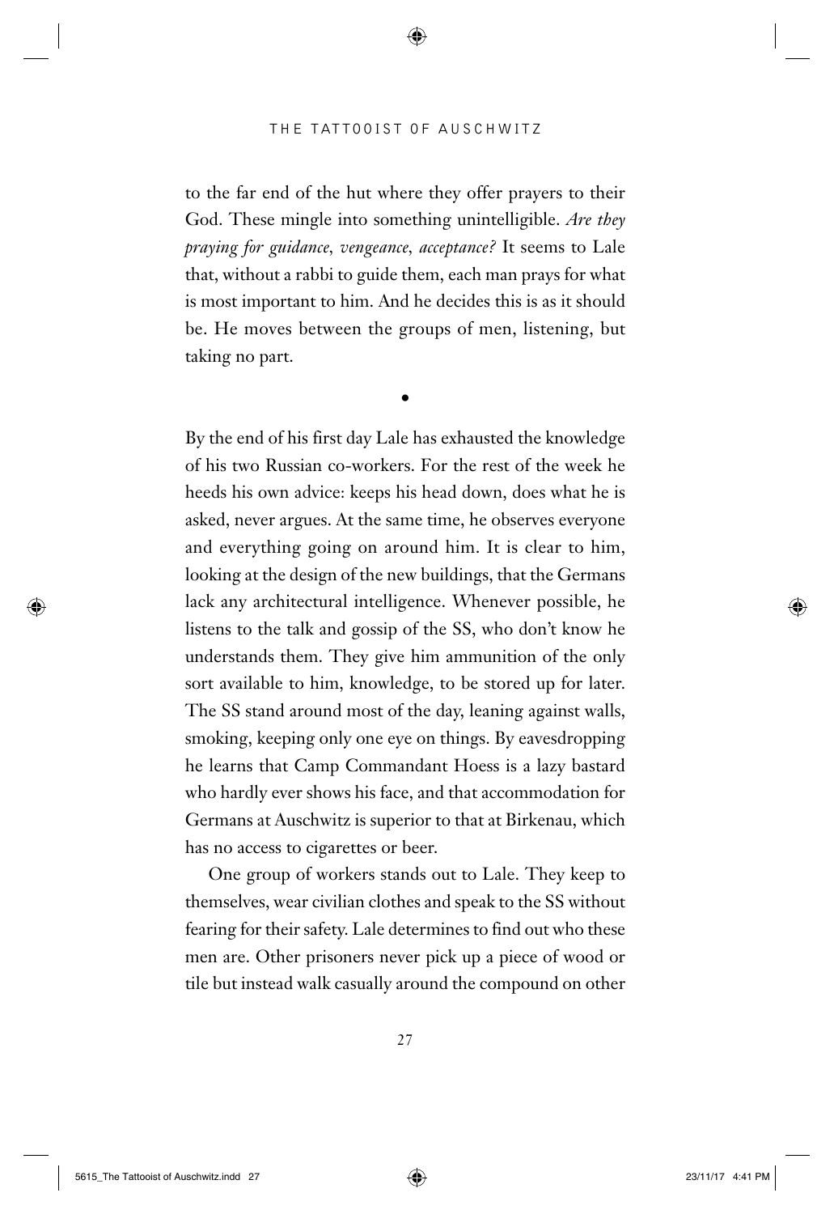to the far end of the hut where they offer prayers to their God. These mingle into something unintelligible. *Are they praying for guidance, vengeance, acceptance?* It seems to Lale that, without a rabbi to guide them, each man prays for what is most important to him. And he decides this is as it should be. He moves between the groups of men, listening, but taking no part.

•

By the end of his first day Lale has exhausted the knowledge of his two Russian co-workers. For the rest of the week he heeds his own advice: keeps his head down, does what he is asked, never argues. At the same time, he observes everyone and everything going on around him. It is clear to him, looking at the design of the new buildings, that the Germans lack any architectural intelligence. Whenever possible, he listens to the talk and gossip of the SS, who don't know he understands them. They give him ammunition of the only sort available to him, knowledge, to be stored up for later. The SS stand around most of the day, leaning against walls, smoking, keeping only one eye on things. By eavesdropping he learns that Camp Commandant Hoess is a lazy bastard who hardly ever shows his face, and that accommodation for Germans at Auschwitz is superior to that at Birkenau, which has no access to cigarettes or beer.

One group of workers stands out to Lale. They keep to themselves, wear civilian clothes and speak to the SS without fearing for their safety. Lale determines to find out who these men are. Other prisoners never pick up a piece of wood or tile but instead walk casually around the compound on other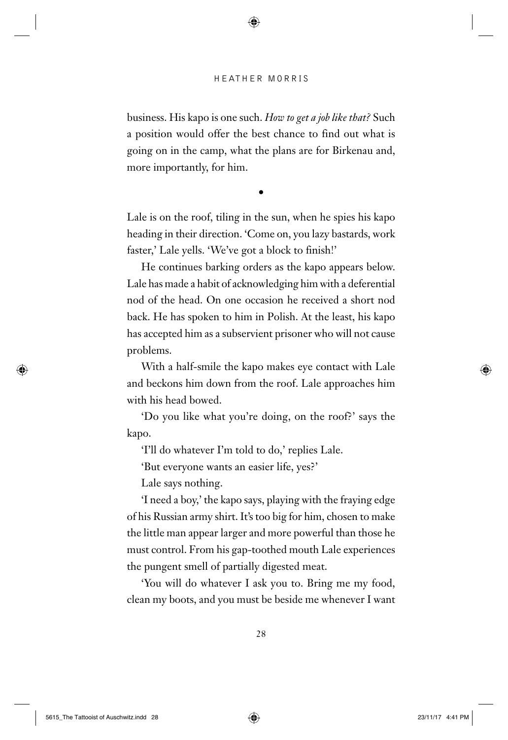business. His kapo is one such. *How to get a job like that?* Such a position would offer the best chance to find out what is going on in the camp, what the plans are for Birkenau and, more importantly, for him.

•

Lale is on the roof, tiling in the sun, when he spies his kapo heading in their direction. 'Come on, you lazy bastards, work faster,' Lale yells. 'We've got a block to finish!'

He continues barking orders as the kapo appears below. Lale has made a habit of acknowledging him with a deferential nod of the head. On one occasion he received a short nod back. He has spoken to him in Polish. At the least, his kapo has accepted him as a subservient prisoner who will not cause problems.

With a half-smile the kapo makes eye contact with Lale and beckons him down from the roof. Lale approaches him with his head bowed.

'Do you like what you're doing, on the roof?' says the kapo.

'I'll do whatever I'm told to do,' replies Lale.

'But everyone wants an easier life, yes?'

Lale says nothing.

'I need a boy,' the kapo says, playing with the fraying edge of his Russian army shirt. It's too big for him, chosen to make the little man appear larger and more powerful than those he must control. From his gap-toothed mouth Lale experiences the pungent smell of partially digested meat.

'You will do whatever I ask you to. Bring me my food, clean my boots, and you must be beside me whenever I want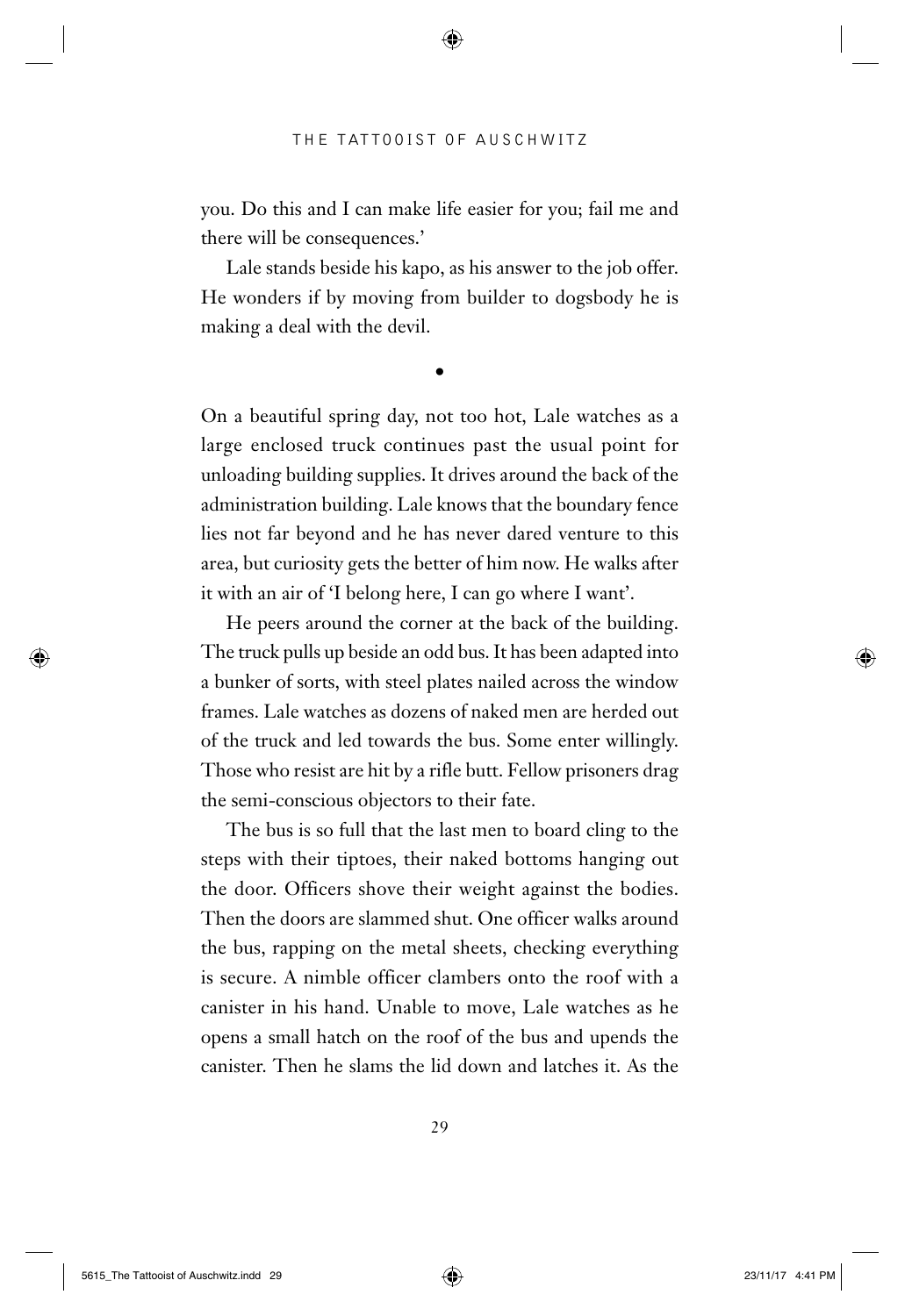you. Do this and I can make life easier for you; fail me and there will be consequences.'

Lale stands beside his kapo, as his answer to the job offer. He wonders if by moving from builder to dogsbody he is making a deal with the devil.

•

On a beautiful spring day, not too hot, Lale watches as a large enclosed truck continues past the usual point for unloading building supplies. It drives around the back of the administration building. Lale knows that the boundary fence lies not far beyond and he has never dared venture to this area, but curiosity gets the better of him now. He walks after it with an air of 'I belong here, I can go where I want'.

He peers around the corner at the back of the building. The truck pulls up beside an odd bus. It has been adapted into a bunker of sorts, with steel plates nailed across the window frames. Lale watches as dozens of naked men are herded out of the truck and led towards the bus. Some enter willingly. Those who resist are hit by a rifle butt. Fellow prisoners drag the semi-conscious objectors to their fate.

The bus is so full that the last men to board cling to the steps with their tiptoes, their naked bottoms hanging out the door. Officers shove their weight against the bodies. Then the doors are slammed shut. One officer walks around the bus, rapping on the metal sheets, checking everything is secure. A nimble officer clambers onto the roof with a canister in his hand. Unable to move, Lale watches as he opens a small hatch on the roof of the bus and upends the canister. Then he slams the lid down and latches it. As the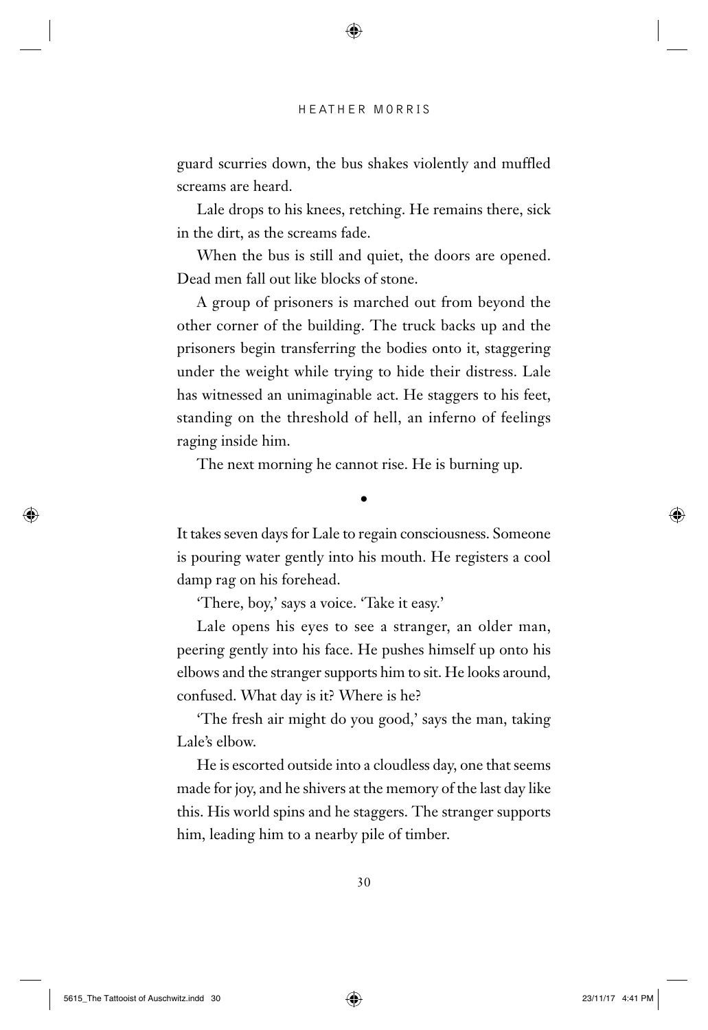guard scurries down, the bus shakes violently and muffled screams are heard.

Lale drops to his knees, retching. He remains there, sick in the dirt, as the screams fade.

When the bus is still and quiet, the doors are opened. Dead men fall out like blocks of stone.

A group of prisoners is marched out from beyond the other corner of the building. The truck backs up and the prisoners begin transferring the bodies onto it, staggering under the weight while trying to hide their distress. Lale has witnessed an unimaginable act. He staggers to his feet, standing on the threshold of hell, an inferno of feelings raging inside him.

The next morning he cannot rise. He is burning up.

•

It takes seven days for Lale to regain consciousness. Someone is pouring water gently into his mouth. He registers a cool damp rag on his forehead.

'There, boy,' says a voice. 'Take it easy.'

Lale opens his eyes to see a stranger, an older man, peering gently into his face. He pushes himself up onto his elbows and the stranger supports him to sit. He looks around, confused. What day is it? Where is he?

'The fresh air might do you good,' says the man, taking Lale's elbow.

He is escorted outside into a cloudless day, one that seems made for joy, and he shivers at the memory of the last day like this. His world spins and he staggers. The stranger supports him, leading him to a nearby pile of timber.